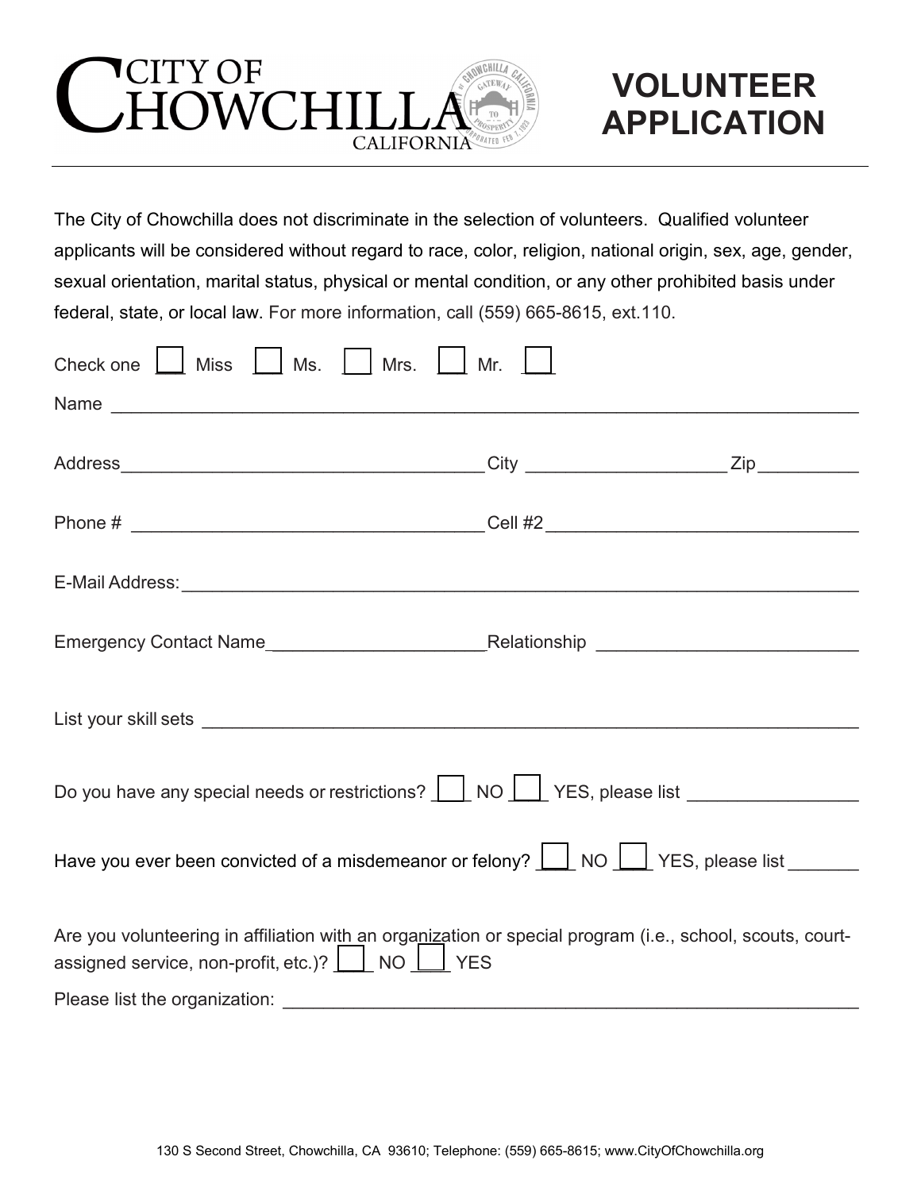CITY OF CHOWCHILLA CALIFORNIA

# VOLUNTEER APPLICATION

The City of Chowchilla does not discriminate in the selection of volunteers. Qualified volunteer applicants will be considered without regard to race, color, religion, national origin, sex, age, gender, sexual orientation, marital status, physical or mental condition, or any other prohibited basis under federal, state, or local law. For more information, call (559) 665-8615, ext.110.

Check one ☐ Miss ☐ Ms. ☐ Mrs. ☐ Mr. ☐

Name ______________________________________________________________________________

Address____________________________________ City ___________________ Zip__________

Phone # ___________________________________ Cell #2_____________________________

E-Mail Address: ________________________________________________________________

Emergency Contact Name_____________________ Relationship _________________________

List your skill sets ________________________________________________________________

Do you have any special needs or restrictions? ☐ NO ☐ YES, please list ________________

Have you ever been convicted of a misdemeanor or felony? ☐ NO ☐ YES, please list _______

Are you volunteering in affiliation with an organization or special program (i.e., school, scouts, court-assigned service, non-profit, etc.)? ☐ NO ☐ YES

Please list the organization: ________________________________________________________

130 S Second Street, Chowchilla, CA 93610; Telephone: (559) 665-8615; www.CityOfChowchilla.org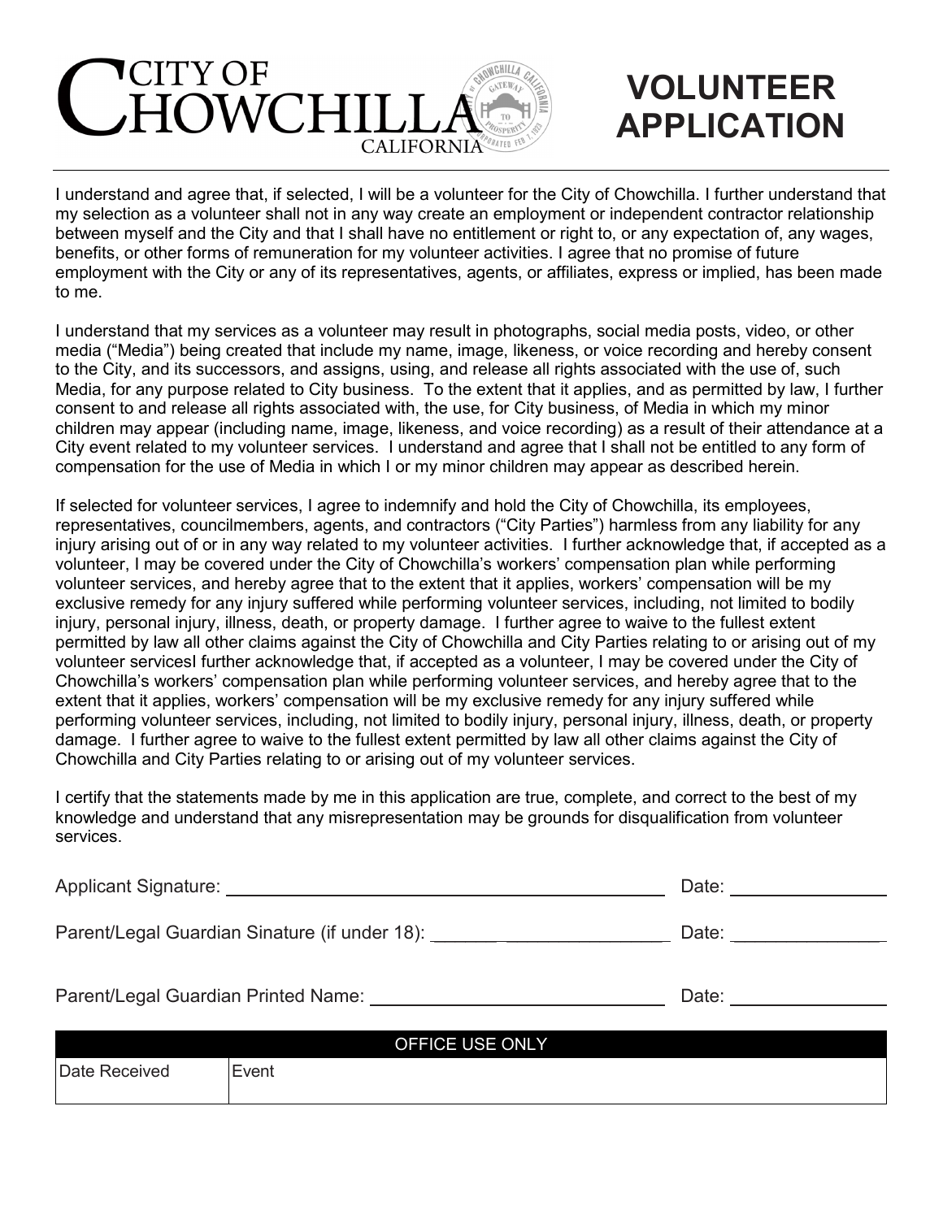# CITY OF CHOWCHILLA CALIFORNIA

# VOLUNTEER APPLICATION

I understand and agree that, if selected, I will be a volunteer for the City of Chowchilla. I further understand that my selection as a volunteer shall not in any way create an employment or independent contractor relationship between myself and the City and that I shall have no entitlement or right to, or any expectation of, any wages, benefits, or other forms of remuneration for my volunteer activities. I agree that no promise of future employment with the City or any of its representatives, agents, or affiliates, express or implied, has been made to me.

I understand that my services as a volunteer may result in photographs, social media posts, video, or other media ("Media") being created that include my name, image, likeness, or voice recording and hereby consent to the City, and its successors, and assigns, using, and release all rights associated with the use of, such Media, for any purpose related to City business. To the extent that it applies, and as permitted by law, I further consent to and release all rights associated with, the use, for City business, of Media in which my minor children may appear (including name, image, likeness, and voice recording) as a result of their attendance at a City event related to my volunteer services. I understand and agree that I shall not be entitled to any form of compensation for the use of Media in which I or my minor children may appear as described herein.

If selected for volunteer services, I agree to indemnify and hold the City of Chowchilla, its employees, representatives, councilmembers, agents, and contractors ("City Parties") harmless from any liability for any injury arising out of or in any way related to my volunteer activities. I further acknowledge that, if accepted as a volunteer, I may be covered under the City of Chowchilla's workers' compensation plan while performing volunteer services, and hereby agree that to the extent that it applies, workers' compensation will be my exclusive remedy for any injury suffered while performing volunteer services, including, not limited to bodily injury, personal injury, illness, death, or property damage. I further agree to waive to the fullest extent permitted by law all other claims against the City of Chowchilla and City Parties relating to or arising out of my volunteer servicesI further acknowledge that, if accepted as a volunteer, I may be covered under the City of Chowchilla's workers' compensation plan while performing volunteer services, and hereby agree that to the extent that it applies, workers' compensation will be my exclusive remedy for any injury suffered while performing volunteer services, including, not limited to bodily injury, personal injury, illness, death, or property damage. I further agree to waive to the fullest extent permitted by law all other claims against the City of Chowchilla and City Parties relating to or arising out of my volunteer services.

I certify that the statements made by me in this application are true, complete, and correct to the best of my knowledge and understand that any misrepresentation may be grounds for disqualification from volunteer services.

Applicant Signature: ______________________________ Date: ______________

Parent/Legal Guardian Sinature (if under 18): ______________________ Date: ______________

Parent/Legal Guardian Printed Name: ______________________ Date: ______________

| OFFICE USE ONLY | |
|---|---|
| Date Received | Event |